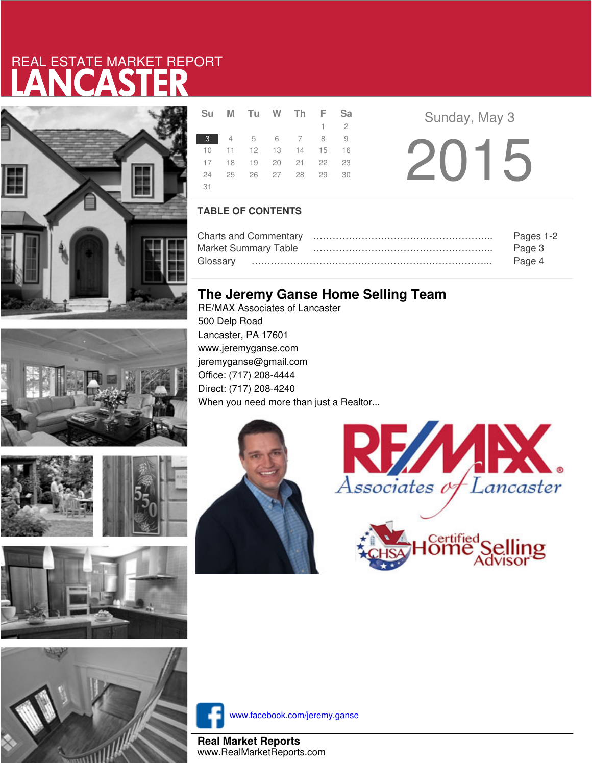REAL ESTATE MARKET REPORT

# LANCASTER

| Su | M | Tu | W | Th | F | Sa |
|---|---|---|---|---|---|---|
| | | | | | 1 | 2 |
| 3 | 4 | 5 | 6 | 7 | 8 | 9 |
| 10 | 11 | 12 | 13 | 14 | 15 | 16 |
| 17 | 18 | 19 | 20 | 21 | 22 | 23 |
| 24 | 25 | 26 | 27 | 28 | 29 | 30 |
| 31 | | | | | | |

Sunday, May 3

2015

## TABLE OF CONTENTS

Charts and Commentary ........................................................ Pages 1-2
Market Summary Table ........................................................ Page 3
Glossary ........................................................................ Page 4

## The Jeremy Ganse Home Selling Team

RE/MAX Associates of Lancaster
500 Delp Road
Lancaster, PA 17601
www.jeremyganse.com
jeremyganse@gmail.com
Office: (717) 208-4444
Direct: (717) 208-4240
When you need more than just a Realtor...

RE/MAX Associates of Lancaster

CHSA Certified Home Selling Advisor

www.facebook.com/jeremy.ganse

**Real Market Reports**
www.RealMarketReports.com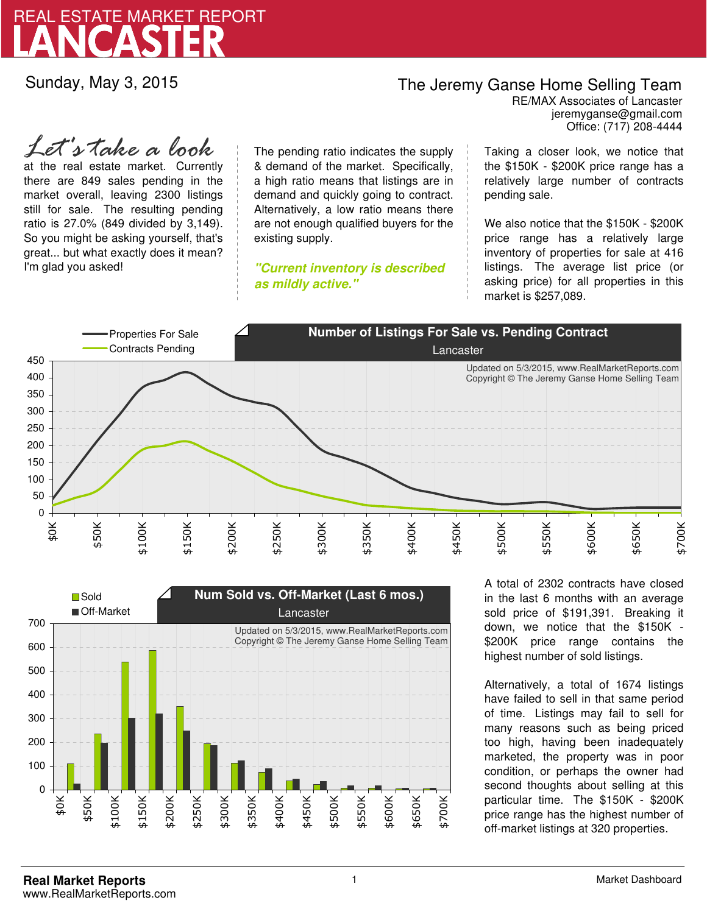# REAL ESTATE MARKET REPORT
# LANCASTER

Sunday, May 3, 2015

**The Jeremy Ganse Home Selling Team**
RE/MAX Associates of Lancaster
jeremyganse@gmail.com
Office: (717) 208-4444

*Let's take a look* at the real estate market. Currently there are 849 sales pending in the market overall, leaving 2300 listings still for sale. The resulting pending ratio is 27.0% (849 divided by 3,149). So you might be asking yourself, that's great... but what exactly does it mean? I'm glad you asked!

The pending ratio indicates the supply & demand of the market. Specifically, a high ratio means that listings are in demand and quickly going to contract. Alternatively, a low ratio means there are not enough qualified buyers for the existing supply.

***"Current inventory is described as mildly active."***

Taking a closer look, we notice that the $150K - $200K price range has a relatively large number of contracts pending sale.

We also notice that the $150K - $200K price range has a relatively large inventory of properties for sale at 416 listings. The average list price (or asking price) for all properties in this market is $257,089.

**Number of Listings For Sale vs. Pending Contract**
Lancaster

Properties For Sale
Contracts Pending

Updated on 5/3/2015, www.RealMarketReports.com
Copyright © The Jeremy Ganse Home Selling Team

**Num Sold vs. Off-Market (Last 6 mos.)**
Lancaster

Sold
Off-Market

Updated on 5/3/2015, www.RealMarketReports.com
Copyright © The Jeremy Ganse Home Selling Team

A total of 2302 contracts have closed in the last 6 months with an average sold price of $191,391. Breaking it down, we notice that the $150K - $200K price range contains the highest number of sold listings.

Alternatively, a total of 1674 listings have failed to sell in that same period of time. Listings may fail to sell for many reasons such as being priced too high, having been inadequately marketed, the property was in poor condition, or perhaps the owner had second thoughts about selling at this particular time. The $150K - $200K price range has the highest number of off-market listings at 320 properties.

**Real Market Reports**
www.RealMarketReports.com

Market Dashboard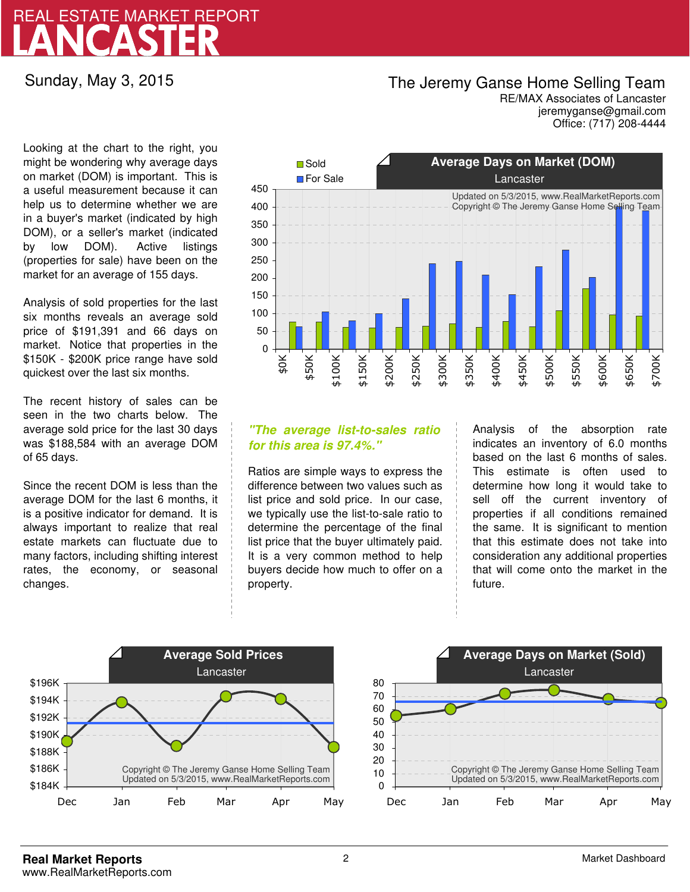# REAL ESTATE MARKET REPORT
# LANCASTER

Sunday, May 3, 2015

**The Jeremy Ganse Home Selling Team**
RE/MAX Associates of Lancaster
jeremyganse@gmail.com
Office: (717) 208-4444

Looking at the chart to the right, you might be wondering why average days on market (DOM) is important. This is a useful measurement because it can help us to determine whether we are in a buyer's market (indicated by high DOM), or a seller's market (indicated by low DOM). Active listings (properties for sale) have been on the market for an average of 155 days.

Analysis of sold properties for the last six months reveals an average sold price of $191,391 and 66 days on market. Notice that properties in the $150K - $200K price range have sold quickest over the last six months.

The recent history of sales can be seen in the two charts below. The average sold price for the last 30 days was $188,584 with an average DOM of 65 days.

Since the recent DOM is less than the average DOM for the last 6 months, it is a positive indicator for demand. It is always important to realize that real estate markets can fluctuate due to many factors, including shifting interest rates, the economy, or seasonal changes.

**Average Days on Market (DOM)**
Lancaster

Updated on 5/3/2015, www.RealMarketReports.com
Copyright © The Jeremy Ganse Home Selling Team

*"The average list-to-sales ratio for this area is 97.4%."*

Ratios are simple ways to express the difference between two values such as list price and sold price. In our case, we typically use the list-to-sale ratio to determine the percentage of the final list price that the buyer ultimately paid. It is a very common method to help buyers decide how much to offer on a property.

Analysis of the absorption rate indicates an inventory of 6.0 months based on the last 6 months of sales. This estimate is often used to determine how long it would take to sell off the current inventory of properties if all conditions remained the same. It is significant to mention that this estimate does not take into consideration any additional properties that will come onto the market in the future.

**Average Sold Prices**
Lancaster

Copyright © The Jeremy Ganse Home Selling Team
Updated on 5/3/2015, www.RealMarketReports.com

**Average Days on Market (Sold)**
Lancaster

Copyright © The Jeremy Ganse Home Selling Team
Updated on 5/3/2015, www.RealMarketReports.com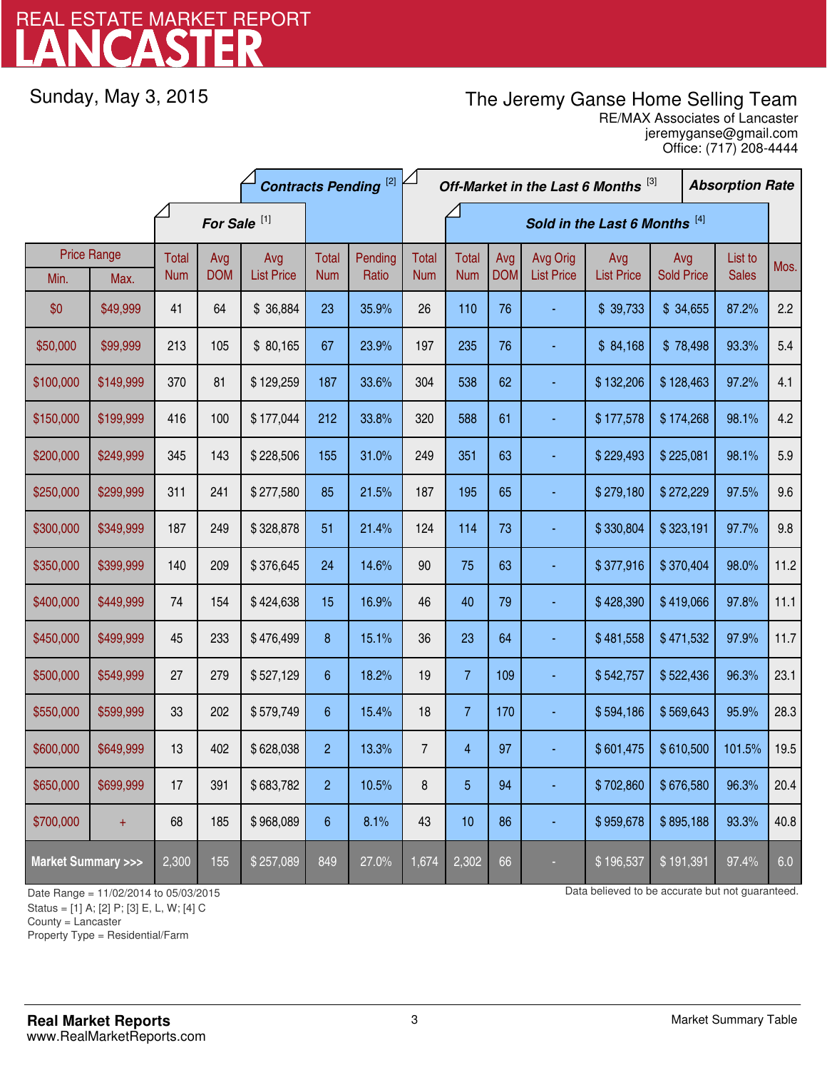# REAL ESTATE MARKET REPORT
# LANCASTER

Sunday, May 3, 2015

The Jeremy Ganse Home Selling Team
RE/MAX Associates of Lancaster
jeremyganse@gmail.com
Office: (717) 208-4444

| Price Range | | For Sale [1] | | | Contracts Pending [2] | | Off-Market in the Last 6 Months [3] | Sold in the Last 6 Months [4] | | | | | | Absorption Rate |
|---|---|---|---|---|---|---|---|---|---|---|---|---|---|---|
| Min. | Max. | Total Num | Avg DOM | Avg List Price | Total Num | Pending Ratio | Total Num | Total Num | Avg DOM | Avg Orig List Price | Avg List Price | Avg Sold Price | List to Sales | Mos. |
| $0 | $49,999 | 41 | 64 | $ 36,884 | 23 | 35.9% | 26 | 110 | 76 | - | $ 39,733 | $ 34,655 | 87.2% | 2.2 |
| $50,000 | $99,999 | 213 | 105 | $ 80,165 | 67 | 23.9% | 197 | 235 | 76 | - | $ 84,168 | $ 78,498 | 93.3% | 5.4 |
| $100,000 | $149,999 | 370 | 81 | $ 129,259 | 187 | 33.6% | 304 | 538 | 62 | - | $ 132,206 | $ 128,463 | 97.2% | 4.1 |
| $150,000 | $199,999 | 416 | 100 | $ 177,044 | 212 | 33.8% | 320 | 588 | 61 | - | $ 177,578 | $ 174,268 | 98.1% | 4.2 |
| $200,000 | $249,999 | 345 | 143 | $ 228,506 | 155 | 31.0% | 249 | 351 | 63 | - | $ 229,493 | $ 225,081 | 98.1% | 5.9 |
| $250,000 | $299,999 | 311 | 241 | $ 277,580 | 85 | 21.5% | 187 | 195 | 65 | - | $ 279,180 | $ 272,229 | 97.5% | 9.6 |
| $300,000 | $349,999 | 187 | 249 | $ 328,878 | 51 | 21.4% | 124 | 114 | 73 | - | $ 330,804 | $ 323,191 | 97.7% | 9.8 |
| $350,000 | $399,999 | 140 | 209 | $ 376,645 | 24 | 14.6% | 90 | 75 | 63 | - | $ 377,916 | $ 370,404 | 98.0% | 11.2 |
| $400,000 | $449,999 | 74 | 154 | $ 424,638 | 15 | 16.9% | 46 | 40 | 79 | - | $ 428,390 | $ 419,066 | 97.8% | 11.1 |
| $450,000 | $499,999 | 45 | 233 | $ 476,499 | 8 | 15.1% | 36 | 23 | 64 | - | $ 481,558 | $ 471,532 | 97.9% | 11.7 |
| $500,000 | $549,999 | 27 | 279 | $ 527,129 | 6 | 18.2% | 19 | 7 | 109 | - | $ 542,757 | $ 522,436 | 96.3% | 23.1 |
| $550,000 | $599,999 | 33 | 202 | $ 579,749 | 6 | 15.4% | 18 | 7 | 170 | - | $ 594,186 | $ 569,643 | 95.9% | 28.3 |
| $600,000 | $649,999 | 13 | 402 | $ 628,038 | 2 | 13.3% | 7 | 4 | 97 | - | $ 601,475 | $ 610,500 | 101.5% | 19.5 |
| $650,000 | $699,999 | 17 | 391 | $ 683,782 | 2 | 10.5% | 8 | 5 | 94 | - | $ 702,860 | $ 676,580 | 96.3% | 20.4 |
| $700,000 | + | 68 | 185 | $ 968,089 | 6 | 8.1% | 43 | 10 | 86 | - | $ 959,678 | $ 895,188 | 93.3% | 40.8 |
| **Market Summary >>>** | | 2,300 | 155 | $ 257,089 | 849 | 27.0% | 1,674 | 2,302 | 66 | - | $ 196,537 | $ 191,391 | 97.4% | 6.0 |

Date Range = 11/02/2014 to 05/03/2015
Status = [1] A; [2] P; [3] E, L, W; [4] C
County = Lancaster
Property Type = Residential/Farm

Data believed to be accurate but not guaranteed.

**Real Market Reports**
www.RealMarketReports.com

Market Summary Table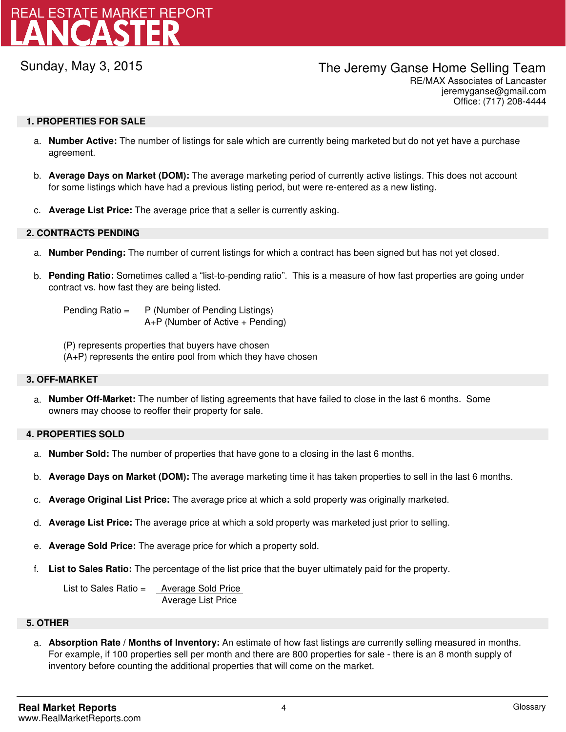# LANCASTER REAL ESTATE MARKET REPORT

Sunday, May 3, 2015

**The Jeremy Ganse Home Selling Team**
RE/MAX Associates of Lancaster
jeremyganse@gmail.com
Office: (717) 208-4444

## 1. PROPERTIES FOR SALE

a. **Number Active:** The number of listings for sale which are currently being marketed but do not yet have a purchase agreement.

b. **Average Days on Market (DOM):** The average marketing period of currently active listings. This does not account for some listings which have had a previous listing period, but were re-entered as a new listing.

c. **Average List Price:** The average price that a seller is currently asking.

## 2. CONTRACTS PENDING

a. **Number Pending:** The number of current listings for which a contract has been signed but has not yet closed.

b. **Pending Ratio:** Sometimes called a "list-to-pending ratio". This is a measure of how fast properties are going under contract vs. how fast they are being listed.

$$\text{Pending Ratio} = \frac{\text{P (Number of Pending Listings)}}{\text{A+P (Number of Active + Pending)}}$$

(P) represents properties that buyers have chosen
(A+P) represents the entire pool from which they have chosen

## 3. OFF-MARKET

a. **Number Off-Market:** The number of listing agreements that have failed to close in the last 6 months. Some owners may choose to reoffer their property for sale.

## 4. PROPERTIES SOLD

a. **Number Sold:** The number of properties that have gone to a closing in the last 6 months.

b. **Average Days on Market (DOM):** The average marketing time it has taken properties to sell in the last 6 months.

c. **Average Original List Price:** The average price at which a sold property was originally marketed.

d. **Average List Price:** The average price at which a sold property was marketed just prior to selling.

e. **Average Sold Price:** The average price for which a property sold.

f. **List to Sales Ratio:** The percentage of the list price that the buyer ultimately paid for the property.

$$\text{List to Sales Ratio} = \frac{\text{Average Sold Price}}{\text{Average List Price}}$$

## 5. OTHER

a. **Absorption Rate / Months of Inventory:** An estimate of how fast listings are currently selling measured in months. For example, if 100 properties sell per month and there are 800 properties for sale - there is an 8 month supply of inventory before counting the additional properties that will come on the market.